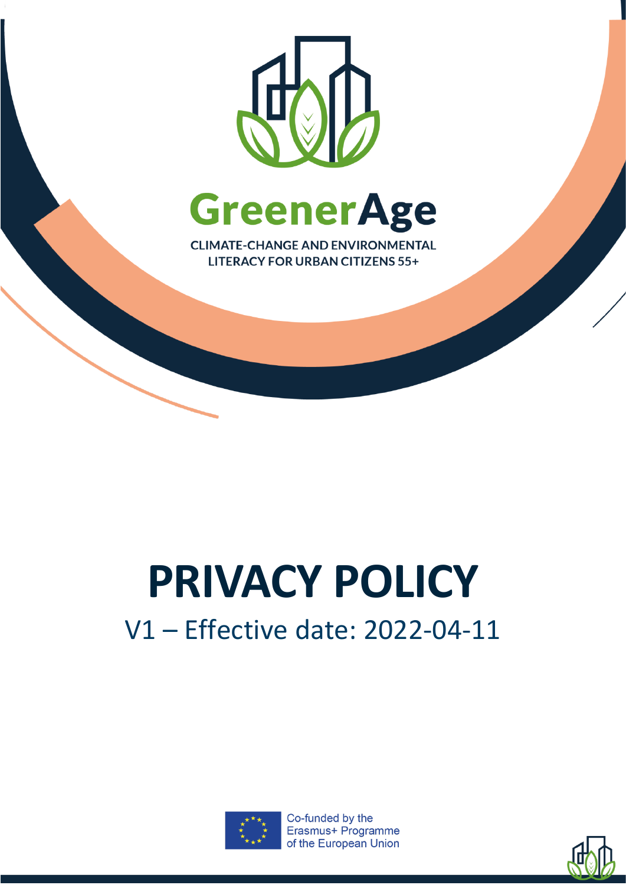# GreenerAge

CLIMATE-CHANGE AND ENVIRONMENTAL LITERACY FOR URBAN CITIZENS 55+

# PRIVACY POLICY

V1 – Effective date: 2022-04-11

Co-funded by the Erasmus+ Programme of the European Union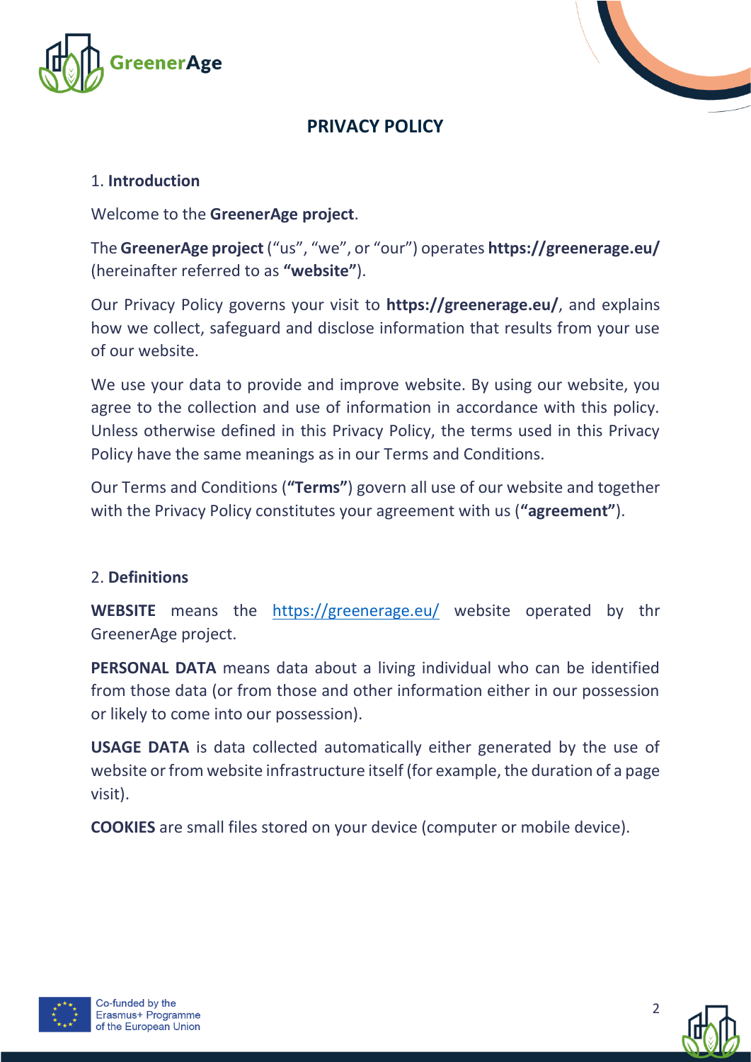# PRIVACY POLICY

## 1. Introduction

Welcome to the **GreenerAge project**.

The **GreenerAge project** ("us", "we", or "our") operates **https://greenerage.eu/** (hereinafter referred to as **"website"**).

Our Privacy Policy governs your visit to **https://greenerage.eu/**, and explains how we collect, safeguard and disclose information that results from your use of our website.

We use your data to provide and improve website. By using our website, you agree to the collection and use of information in accordance with this policy. Unless otherwise defined in this Privacy Policy, the terms used in this Privacy Policy have the same meanings as in our Terms and Conditions.

Our Terms and Conditions (**"Terms"**) govern all use of our website and together with the Privacy Policy constitutes your agreement with us (**"agreement"**).

## 2. Definitions

**WEBSITE** means the https://greenerage.eu/ website operated by thr GreenerAge project.

**PERSONAL DATA** means data about a living individual who can be identified from those data (or from those and other information either in our possession or likely to come into our possession).

**USAGE DATA** is data collected automatically either generated by the use of website or from website infrastructure itself (for example, the duration of a page visit).

**COOKIES** are small files stored on your device (computer or mobile device).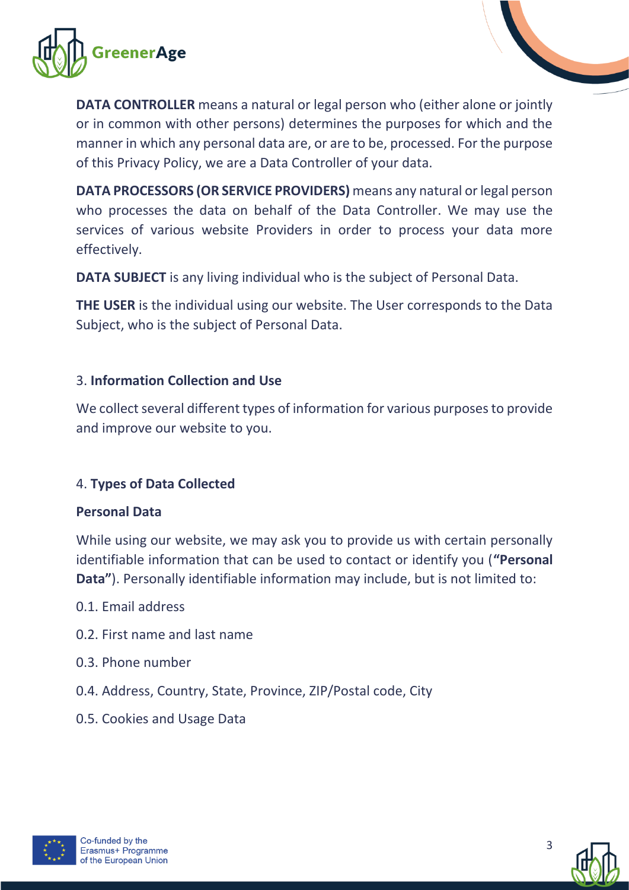**DATA CONTROLLER** means a natural or legal person who (either alone or jointly or in common with other persons) determines the purposes for which and the manner in which any personal data are, or are to be, processed. For the purpose of this Privacy Policy, we are a Data Controller of your data.

**DATA PROCESSORS (OR SERVICE PROVIDERS)** means any natural or legal person who processes the data on behalf of the Data Controller. We may use the services of various website Providers in order to process your data more effectively.

**DATA SUBJECT** is any living individual who is the subject of Personal Data.

**THE USER** is the individual using our website. The User corresponds to the Data Subject, who is the subject of Personal Data.

## 3. Information Collection and Use

We collect several different types of information for various purposes to provide and improve our website to you.

## 4. Types of Data Collected

### Personal Data

While using our website, we may ask you to provide us with certain personally identifiable information that can be used to contact or identify you (**"Personal Data"**). Personally identifiable information may include, but is not limited to:

0.1. Email address

0.2. First name and last name

0.3. Phone number

0.4. Address, Country, State, Province, ZIP/Postal code, City

0.5. Cookies and Usage Data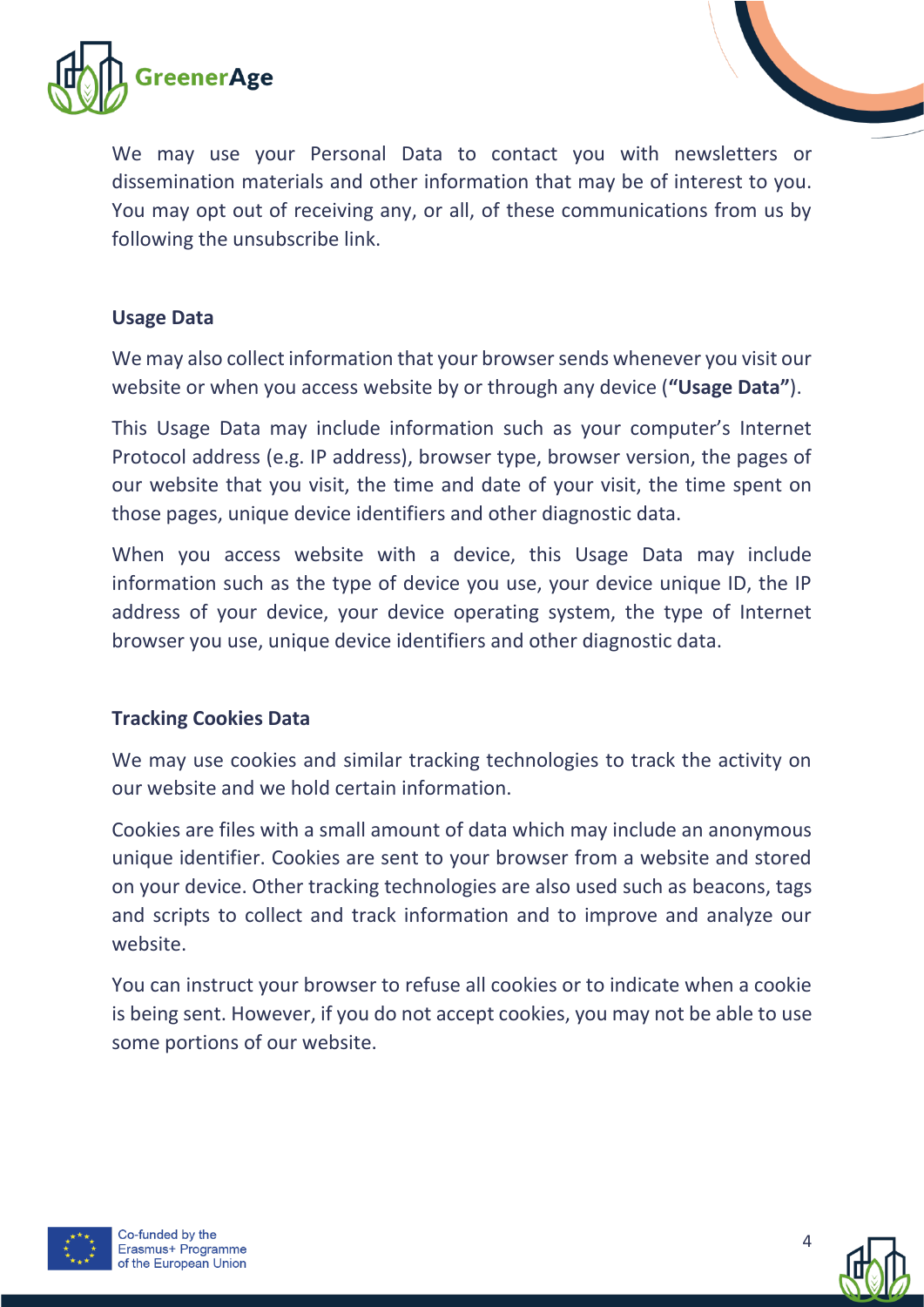We may use your Personal Data to contact you with newsletters or dissemination materials and other information that may be of interest to you. You may opt out of receiving any, or all, of these communications from us by following the unsubscribe link.

### Usage Data

We may also collect information that your browser sends whenever you visit our website or when you access website by or through any device (**“Usage Data”**).

This Usage Data may include information such as your computer’s Internet Protocol address (e.g. IP address), browser type, browser version, the pages of our website that you visit, the time and date of your visit, the time spent on those pages, unique device identifiers and other diagnostic data.

When you access website with a device, this Usage Data may include information such as the type of device you use, your device unique ID, the IP address of your device, your device operating system, the type of Internet browser you use, unique device identifiers and other diagnostic data.

### Tracking Cookies Data

We may use cookies and similar tracking technologies to track the activity on our website and we hold certain information.

Cookies are files with a small amount of data which may include an anonymous unique identifier. Cookies are sent to your browser from a website and stored on your device. Other tracking technologies are also used such as beacons, tags and scripts to collect and track information and to improve and analyze our website.

You can instruct your browser to refuse all cookies or to indicate when a cookie is being sent. However, if you do not accept cookies, you may not be able to use some portions of our website.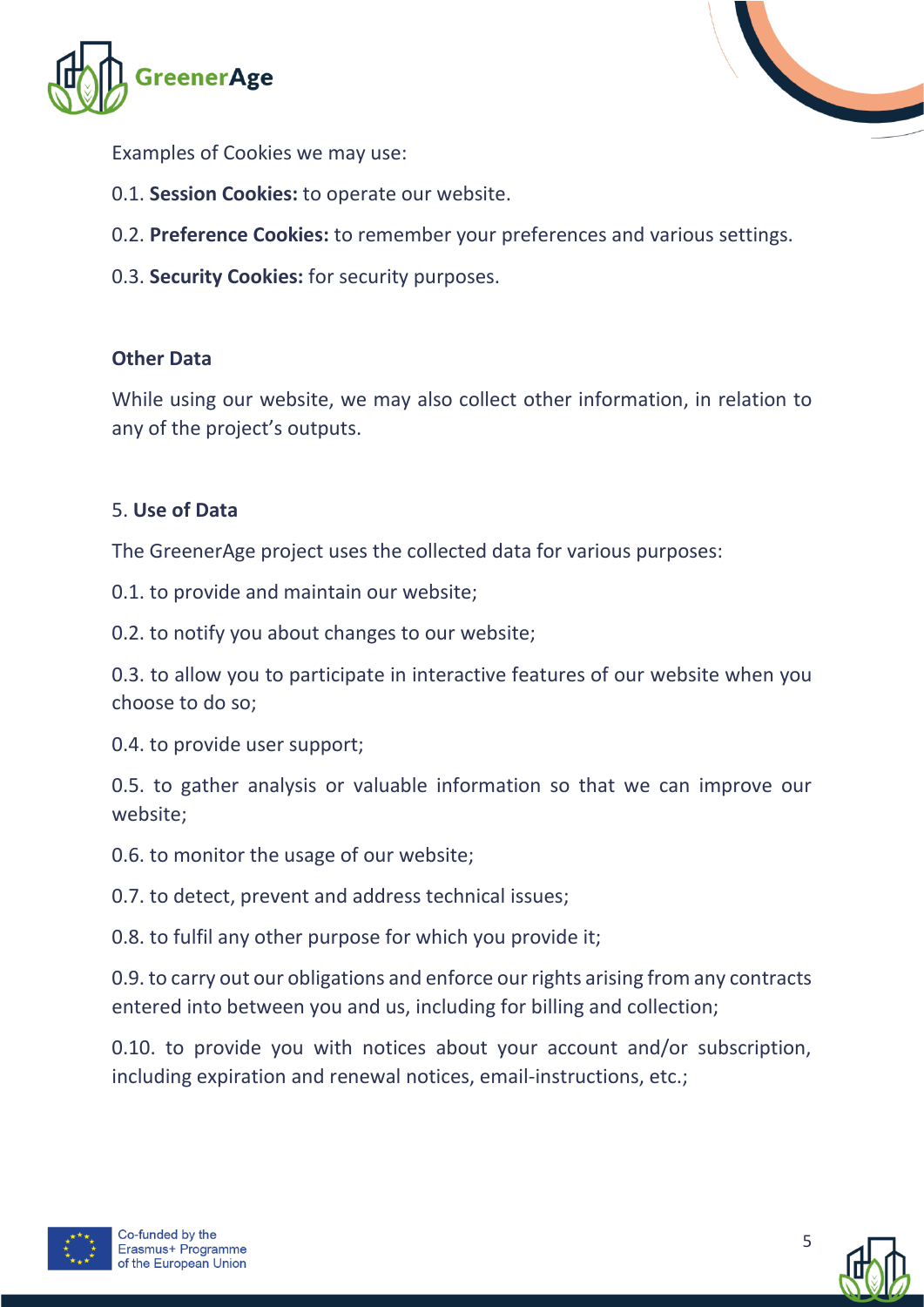Examples of Cookies we may use:

0.1. **Session Cookies:** to operate our website.

0.2. **Preference Cookies:** to remember your preferences and various settings.

0.3. **Security Cookies:** for security purposes.

**Other Data**

While using our website, we may also collect other information, in relation to any of the project's outputs.

5. **Use of Data**

The GreenerAge project uses the collected data for various purposes:

0.1. to provide and maintain our website;

0.2. to notify you about changes to our website;

0.3. to allow you to participate in interactive features of our website when you choose to do so;

0.4. to provide user support;

0.5. to gather analysis or valuable information so that we can improve our website;

0.6. to monitor the usage of our website;

0.7. to detect, prevent and address technical issues;

0.8. to fulfil any other purpose for which you provide it;

0.9. to carry out our obligations and enforce our rights arising from any contracts entered into between you and us, including for billing and collection;

0.10. to provide you with notices about your account and/or subscription, including expiration and renewal notices, email-instructions, etc.;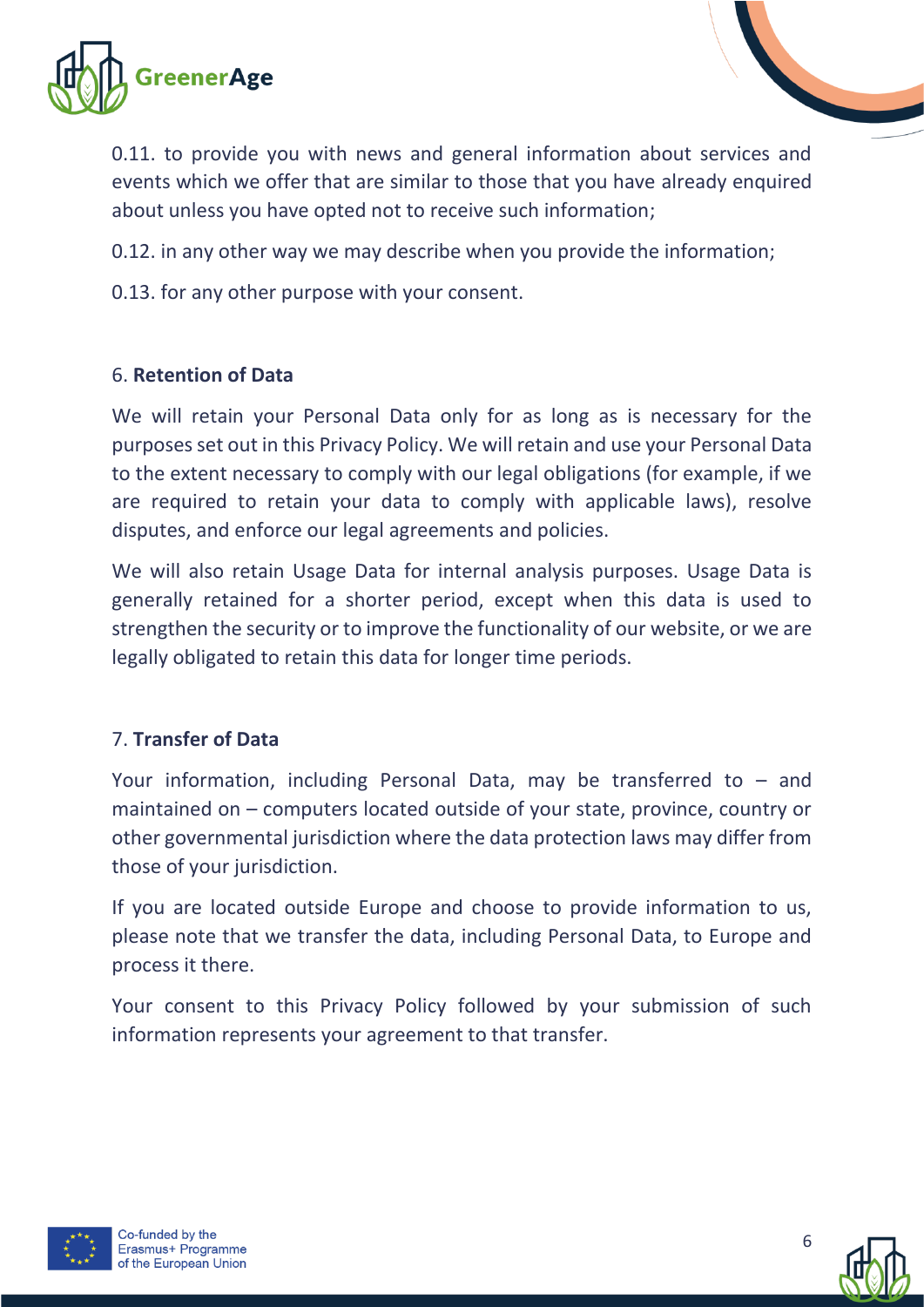0.11. to provide you with news and general information about services and events which we offer that are similar to those that you have already enquired about unless you have opted not to receive such information;

0.12. in any other way we may describe when you provide the information;

0.13. for any other purpose with your consent.

## 6. **Retention of Data**

We will retain your Personal Data only for as long as is necessary for the purposes set out in this Privacy Policy. We will retain and use your Personal Data to the extent necessary to comply with our legal obligations (for example, if we are required to retain your data to comply with applicable laws), resolve disputes, and enforce our legal agreements and policies.

We will also retain Usage Data for internal analysis purposes. Usage Data is generally retained for a shorter period, except when this data is used to strengthen the security or to improve the functionality of our website, or we are legally obligated to retain this data for longer time periods.

## 7. **Transfer of Data**

Your information, including Personal Data, may be transferred to – and maintained on – computers located outside of your state, province, country or other governmental jurisdiction where the data protection laws may differ from those of your jurisdiction.

If you are located outside Europe and choose to provide information to us, please note that we transfer the data, including Personal Data, to Europe and process it there.

Your consent to this Privacy Policy followed by your submission of such information represents your agreement to that transfer.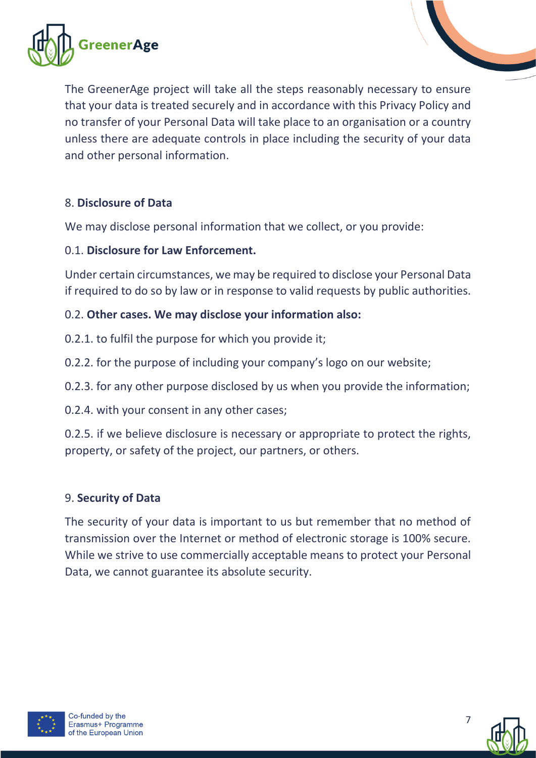The GreenerAge project will take all the steps reasonably necessary to ensure that your data is treated securely and in accordance with this Privacy Policy and no transfer of your Personal Data will take place to an organisation or a country unless there are adequate controls in place including the security of your data and other personal information.

## 8. **Disclosure of Data**

We may disclose personal information that we collect, or you provide:

0.1. **Disclosure for Law Enforcement.**

Under certain circumstances, we may be required to disclose your Personal Data if required to do so by law or in response to valid requests by public authorities.

0.2. **Other cases. We may disclose your information also:**

0.2.1. to fulfil the purpose for which you provide it;

0.2.2. for the purpose of including your company's logo on our website;

0.2.3. for any other purpose disclosed by us when you provide the information;

0.2.4. with your consent in any other cases;

0.2.5. if we believe disclosure is necessary or appropriate to protect the rights, property, or safety of the project, our partners, or others.

## 9. **Security of Data**

The security of your data is important to us but remember that no method of transmission over the Internet or method of electronic storage is 100% secure. While we strive to use commercially acceptable means to protect your Personal Data, we cannot guarantee its absolute security.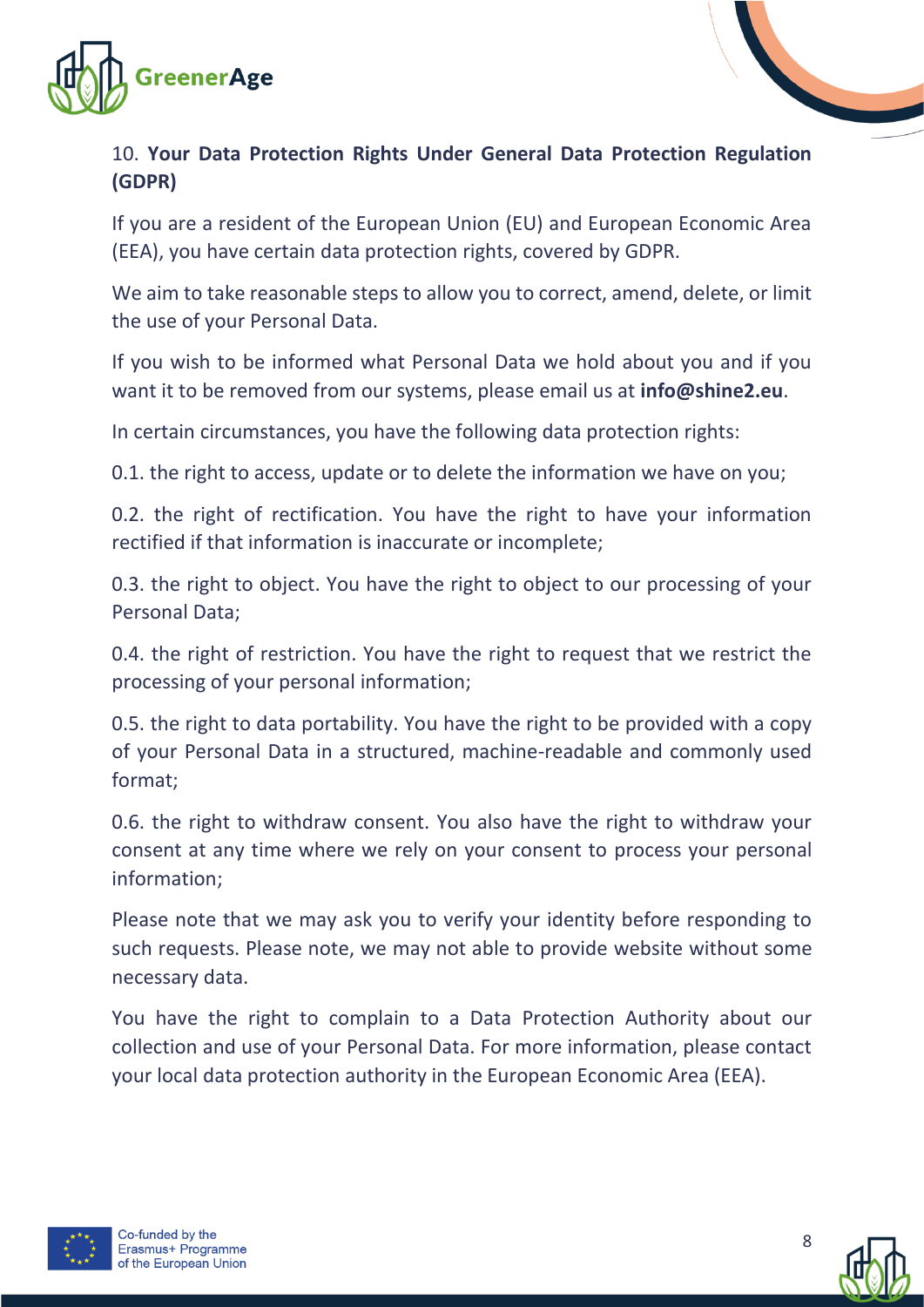10. **Your Data Protection Rights Under General Data Protection Regulation (GDPR)**

If you are a resident of the European Union (EU) and European Economic Area (EEA), you have certain data protection rights, covered by GDPR.

We aim to take reasonable steps to allow you to correct, amend, delete, or limit the use of your Personal Data.

If you wish to be informed what Personal Data we hold about you and if you want it to be removed from our systems, please email us at **info@shine2.eu**.

In certain circumstances, you have the following data protection rights:

0.1. the right to access, update or to delete the information we have on you;

0.2. the right of rectification. You have the right to have your information rectified if that information is inaccurate or incomplete;

0.3. the right to object. You have the right to object to our processing of your Personal Data;

0.4. the right of restriction. You have the right to request that we restrict the processing of your personal information;

0.5. the right to data portability. You have the right to be provided with a copy of your Personal Data in a structured, machine-readable and commonly used format;

0.6. the right to withdraw consent. You also have the right to withdraw your consent at any time where we rely on your consent to process your personal information;

Please note that we may ask you to verify your identity before responding to such requests. Please note, we may not able to provide website without some necessary data.

You have the right to complain to a Data Protection Authority about our collection and use of your Personal Data. For more information, please contact your local data protection authority in the European Economic Area (EEA).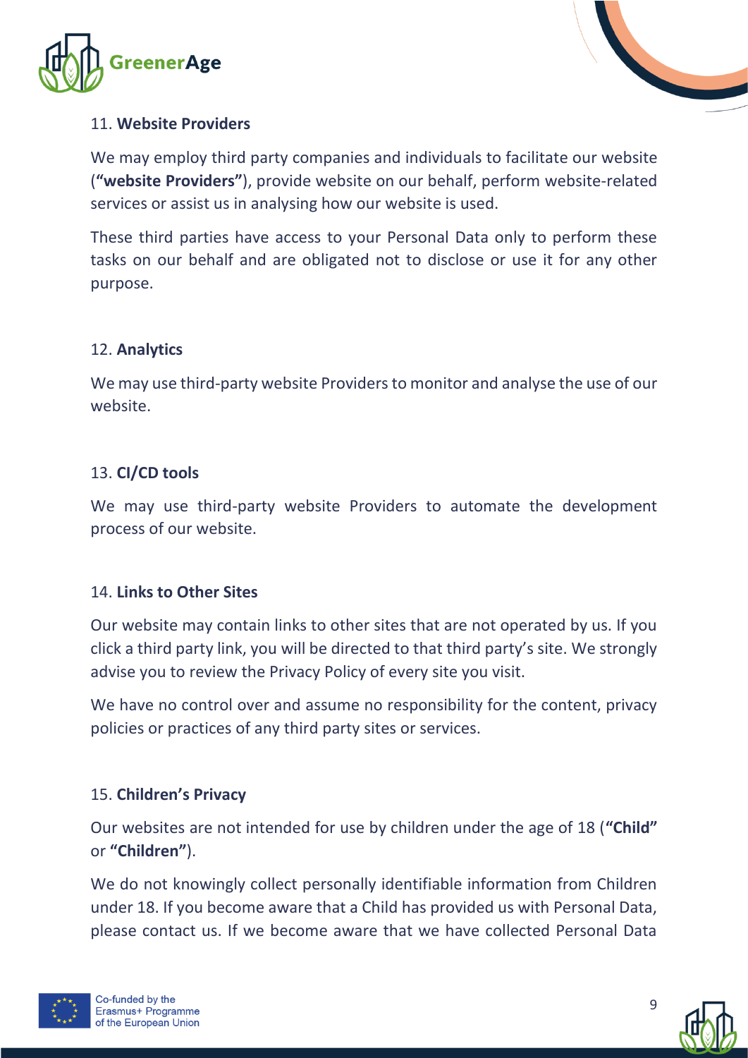11. **Website Providers**

We may employ third party companies and individuals to facilitate our website (**"website Providers"**), provide website on our behalf, perform website-related services or assist us in analysing how our website is used.

These third parties have access to your Personal Data only to perform these tasks on our behalf and are obligated not to disclose or use it for any other purpose.

12. **Analytics**

We may use third-party website Providers to monitor and analyse the use of our website.

13. **CI/CD tools**

We may use third-party website Providers to automate the development process of our website.

14. **Links to Other Sites**

Our website may contain links to other sites that are not operated by us. If you click a third party link, you will be directed to that third party's site. We strongly advise you to review the Privacy Policy of every site you visit.

We have no control over and assume no responsibility for the content, privacy policies or practices of any third party sites or services.

15. **Children's Privacy**

Our websites are not intended for use by children under the age of 18 (**"Child"** or **"Children"**).

We do not knowingly collect personally identifiable information from Children under 18. If you become aware that a Child has provided us with Personal Data, please contact us. If we become aware that we have collected Personal Data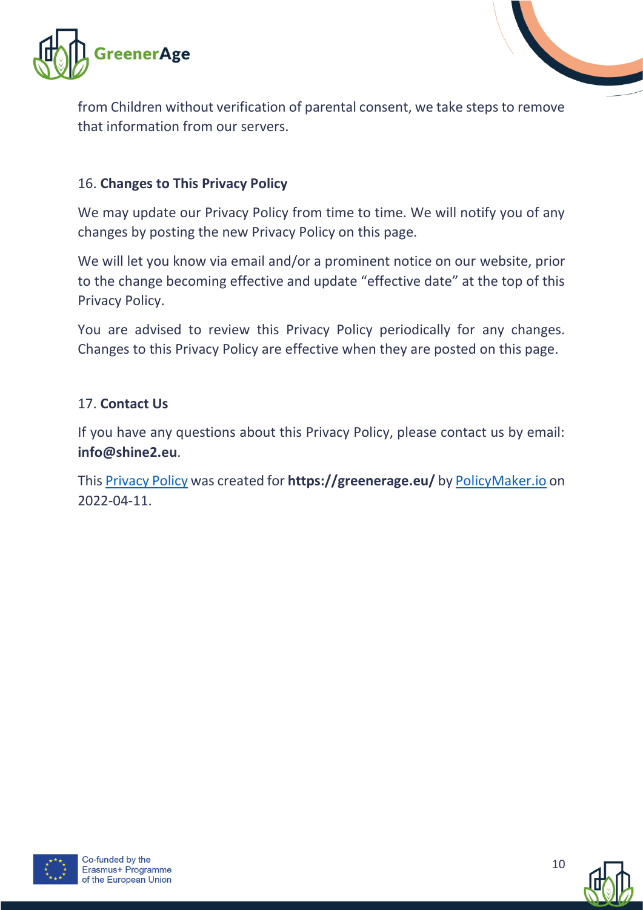from Children without verification of parental consent, we take steps to remove that information from our servers.

## 16. **Changes to This Privacy Policy**

We may update our Privacy Policy from time to time. We will notify you of any changes by posting the new Privacy Policy on this page.

We will let you know via email and/or a prominent notice on our website, prior to the change becoming effective and update "effective date" at the top of this Privacy Policy.

You are advised to review this Privacy Policy periodically for any changes. Changes to this Privacy Policy are effective when they are posted on this page.

## 17. **Contact Us**

If you have any questions about this Privacy Policy, please contact us by email: **info@shine2.eu**.

This Privacy Policy was created for **https://greenerage.eu/** by PolicyMaker.io on 2022-04-11.

Co-funded by the Erasmus+ Programme of the European Union